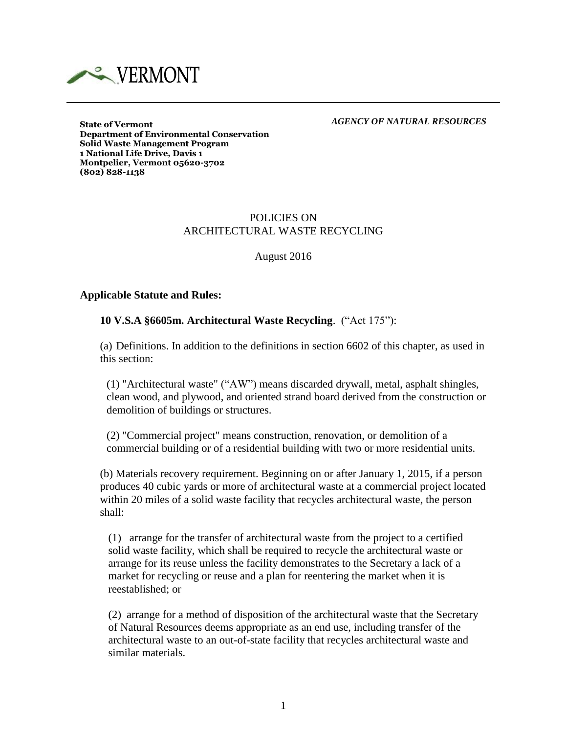VERMONT

**State of Vermont**
**Department of Environmental Conservation**
**Solid Waste Management Program**
**1 National Life Drive, Davis 1**
**Montpelier, Vermont 05620-3702**
**(802) 828-1138**

***AGENCY OF NATURAL RESOURCES***

# POLICIES ON ARCHITECTURAL WASTE RECYCLING

August 2016

## Applicable Statute and Rules:

**10 V.S.A §6605m. Architectural Waste Recycling**. ("Act 175"):

(a) Definitions. In addition to the definitions in section 6602 of this chapter, as used in this section:

(1) "Architectural waste" ("AW") means discarded drywall, metal, asphalt shingles, clean wood, and plywood, and oriented strand board derived from the construction or demolition of buildings or structures.

(2) "Commercial project" means construction, renovation, or demolition of a commercial building or of a residential building with two or more residential units.

(b) Materials recovery requirement. Beginning on or after January 1, 2015, if a person produces 40 cubic yards or more of architectural waste at a commercial project located within 20 miles of a solid waste facility that recycles architectural waste, the person shall:

(1) arrange for the transfer of architectural waste from the project to a certified solid waste facility, which shall be required to recycle the architectural waste or arrange for its reuse unless the facility demonstrates to the Secretary a lack of a market for recycling or reuse and a plan for reentering the market when it is reestablished; or

(2) arrange for a method of disposition of the architectural waste that the Secretary of Natural Resources deems appropriate as an end use, including transfer of the architectural waste to an out-of-state facility that recycles architectural waste and similar materials.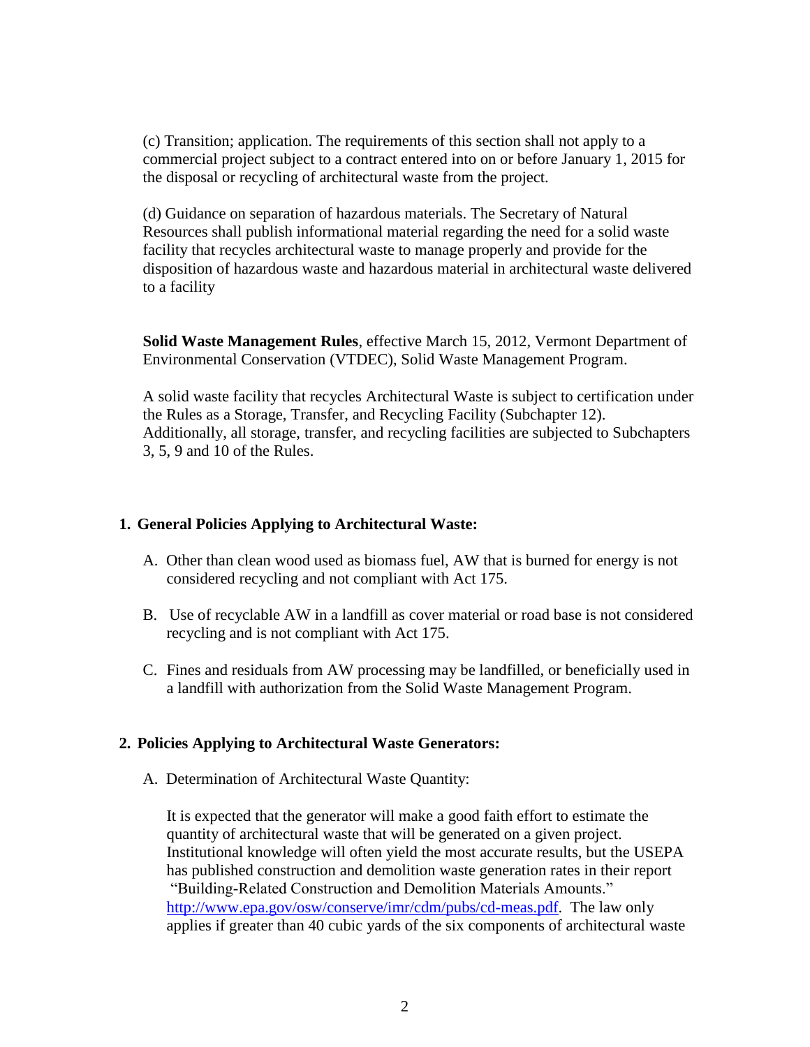(c) Transition; application. The requirements of this section shall not apply to a commercial project subject to a contract entered into on or before January 1, 2015 for the disposal or recycling of architectural waste from the project.

(d) Guidance on separation of hazardous materials. The Secretary of Natural Resources shall publish informational material regarding the need for a solid waste facility that recycles architectural waste to manage properly and provide for the disposition of hazardous waste and hazardous material in architectural waste delivered to a facility

**Solid Waste Management Rules**, effective March 15, 2012, Vermont Department of Environmental Conservation (VTDEC), Solid Waste Management Program.

A solid waste facility that recycles Architectural Waste is subject to certification under the Rules as a Storage, Transfer, and Recycling Facility (Subchapter 12). Additionally, all storage, transfer, and recycling facilities are subjected to Subchapters 3, 5, 9 and 10 of the Rules.

## 1. General Policies Applying to Architectural Waste:

A. Other than clean wood used as biomass fuel, AW that is burned for energy is not considered recycling and not compliant with Act 175.

B. Use of recyclable AW in a landfill as cover material or road base is not considered recycling and is not compliant with Act 175.

C. Fines and residuals from AW processing may be landfilled, or beneficially used in a landfill with authorization from the Solid Waste Management Program.

## 2. Policies Applying to Architectural Waste Generators:

A. Determination of Architectural Waste Quantity:

It is expected that the generator will make a good faith effort to estimate the quantity of architectural waste that will be generated on a given project. Institutional knowledge will often yield the most accurate results, but the USEPA has published construction and demolition waste generation rates in their report "Building-Related Construction and Demolition Materials Amounts." [http://www.epa.gov/osw/conserve/imr/cdm/pubs/cd-meas.pdf](http://www.epa.gov/osw/conserve/imr/cdm/pubs/cd-meas.pdf). The law only applies if greater than 40 cubic yards of the six components of architectural waste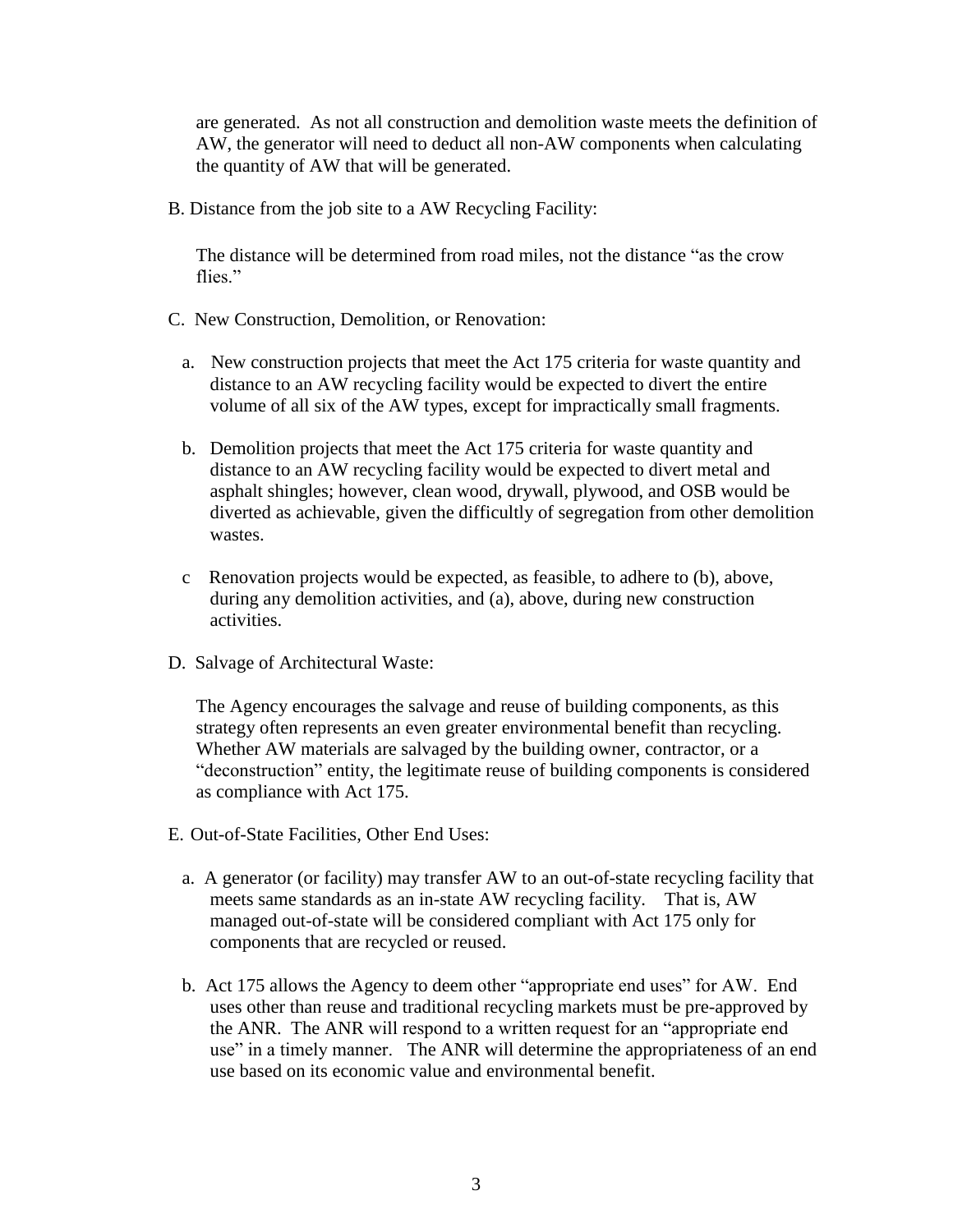are generated. As not all construction and demolition waste meets the definition of AW, the generator will need to deduct all non-AW components when calculating the quantity of AW that will be generated.

B. Distance from the job site to a AW Recycling Facility:

The distance will be determined from road miles, not the distance "as the crow flies."

C. New Construction, Demolition, or Renovation:

a. New construction projects that meet the Act 175 criteria for waste quantity and distance to an AW recycling facility would be expected to divert the entire volume of all six of the AW types, except for impractically small fragments.

b. Demolition projects that meet the Act 175 criteria for waste quantity and distance to an AW recycling facility would be expected to divert metal and asphalt shingles; however, clean wood, drywall, plywood, and OSB would be diverted as achievable, given the difficultly of segregation from other demolition wastes.

c Renovation projects would be expected, as feasible, to adhere to (b), above, during any demolition activities, and (a), above, during new construction activities.

D. Salvage of Architectural Waste:

The Agency encourages the salvage and reuse of building components, as this strategy often represents an even greater environmental benefit than recycling. Whether AW materials are salvaged by the building owner, contractor, or a "deconstruction" entity, the legitimate reuse of building components is considered as compliance with Act 175.

E. Out-of-State Facilities, Other End Uses:

a. A generator (or facility) may transfer AW to an out-of-state recycling facility that meets same standards as an in-state AW recycling facility. That is, AW managed out-of-state will be considered compliant with Act 175 only for components that are recycled or reused.

b. Act 175 allows the Agency to deem other "appropriate end uses" for AW. End uses other than reuse and traditional recycling markets must be pre-approved by the ANR. The ANR will respond to a written request for an "appropriate end use" in a timely manner. The ANR will determine the appropriateness of an end use based on its economic value and environmental benefit.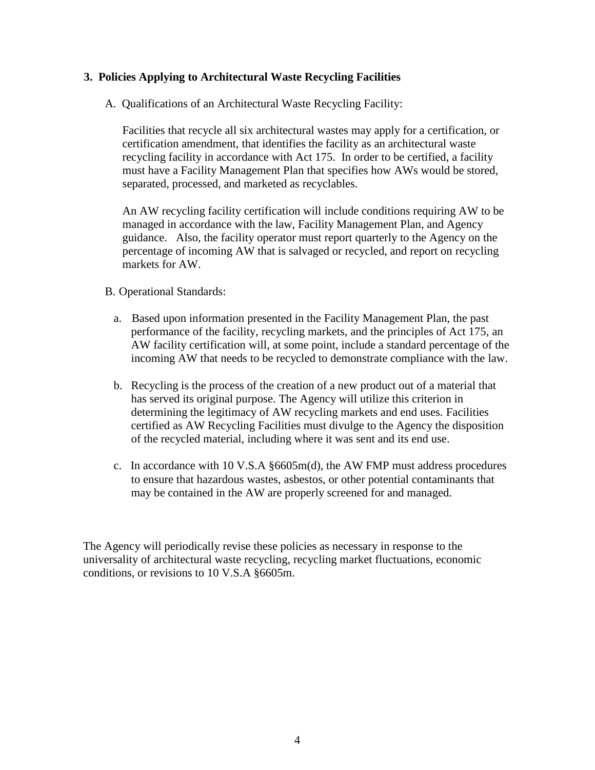### 3. Policies Applying to Architectural Waste Recycling Facilities

A. Qualifications of an Architectural Waste Recycling Facility:

Facilities that recycle all six architectural wastes may apply for a certification, or certification amendment, that identifies the facility as an architectural waste recycling facility in accordance with Act 175. In order to be certified, a facility must have a Facility Management Plan that specifies how AWs would be stored, separated, processed, and marketed as recyclables.

An AW recycling facility certification will include conditions requiring AW to be managed in accordance with the law, Facility Management Plan, and Agency guidance. Also, the facility operator must report quarterly to the Agency on the percentage of incoming AW that is salvaged or recycled, and report on recycling markets for AW.

B. Operational Standards:

a. Based upon information presented in the Facility Management Plan, the past performance of the facility, recycling markets, and the principles of Act 175, an AW facility certification will, at some point, include a standard percentage of the incoming AW that needs to be recycled to demonstrate compliance with the law.

b. Recycling is the process of the creation of a new product out of a material that has served its original purpose. The Agency will utilize this criterion in determining the legitimacy of AW recycling markets and end uses. Facilities certified as AW Recycling Facilities must divulge to the Agency the disposition of the recycled material, including where it was sent and its end use.

c. In accordance with 10 V.S.A §6605m(d), the AW FMP must address procedures to ensure that hazardous wastes, asbestos, or other potential contaminants that may be contained in the AW are properly screened for and managed.

The Agency will periodically revise these policies as necessary in response to the universality of architectural waste recycling, recycling market fluctuations, economic conditions, or revisions to 10 V.S.A §6605m.